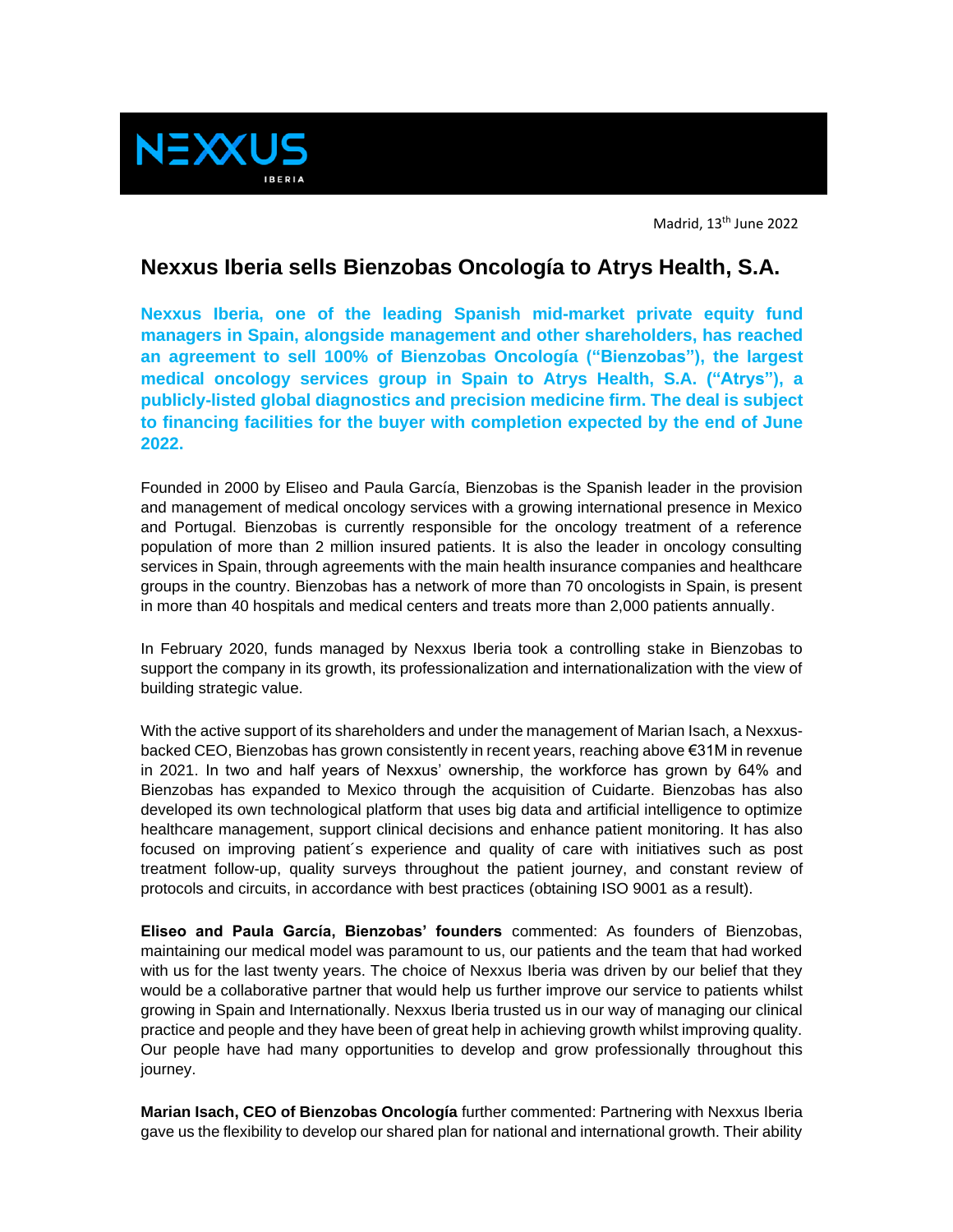NEXXUS IBERIA

Madrid, 13th June 2022

# Nexxus Iberia sells Bienzobas Oncología to Atrys Health, S.A.

**Nexxus Iberia, one of the leading Spanish mid-market private equity fund managers in Spain, alongside management and other shareholders, has reached an agreement to sell 100% of Bienzobas Oncología ("Bienzobas"), the largest medical oncology services group in Spain to Atrys Health, S.A. ("Atrys"), a publicly-listed global diagnostics and precision medicine firm. The deal is subject to financing facilities for the buyer with completion expected by the end of June 2022.**

Founded in 2000 by Eliseo and Paula García, Bienzobas is the Spanish leader in the provision and management of medical oncology services with a growing international presence in Mexico and Portugal. Bienzobas is currently responsible for the oncology treatment of a reference population of more than 2 million insured patients. It is also the leader in oncology consulting services in Spain, through agreements with the main health insurance companies and healthcare groups in the country. Bienzobas has a network of more than 70 oncologists in Spain, is present in more than 40 hospitals and medical centers and treats more than 2,000 patients annually.

In February 2020, funds managed by Nexxus Iberia took a controlling stake in Bienzobas to support the company in its growth, its professionalization and internationalization with the view of building strategic value.

With the active support of its shareholders and under the management of Marian Isach, a Nexxus-backed CEO, Bienzobas has grown consistently in recent years, reaching above €31M in revenue in 2021. In two and half years of Nexxus' ownership, the workforce has grown by 64% and Bienzobas has expanded to Mexico through the acquisition of Cuidarte. Bienzobas has also developed its own technological platform that uses big data and artificial intelligence to optimize healthcare management, support clinical decisions and enhance patient monitoring. It has also focused on improving patient´s experience and quality of care with initiatives such as post treatment follow-up, quality surveys throughout the patient journey, and constant review of protocols and circuits, in accordance with best practices (obtaining ISO 9001 as a result).

**Eliseo and Paula García, Bienzobas' founders** commented: As founders of Bienzobas, maintaining our medical model was paramount to us, our patients and the team that had worked with us for the last twenty years. The choice of Nexxus Iberia was driven by our belief that they would be a collaborative partner that would help us further improve our service to patients whilst growing in Spain and Internationally. Nexxus Iberia trusted us in our way of managing our clinical practice and people and they have been of great help in achieving growth whilst improving quality. Our people have had many opportunities to develop and grow professionally throughout this journey.

**Marian Isach, CEO of Bienzobas Oncología** further commented: Partnering with Nexxus Iberia gave us the flexibility to develop our shared plan for national and international growth. Their ability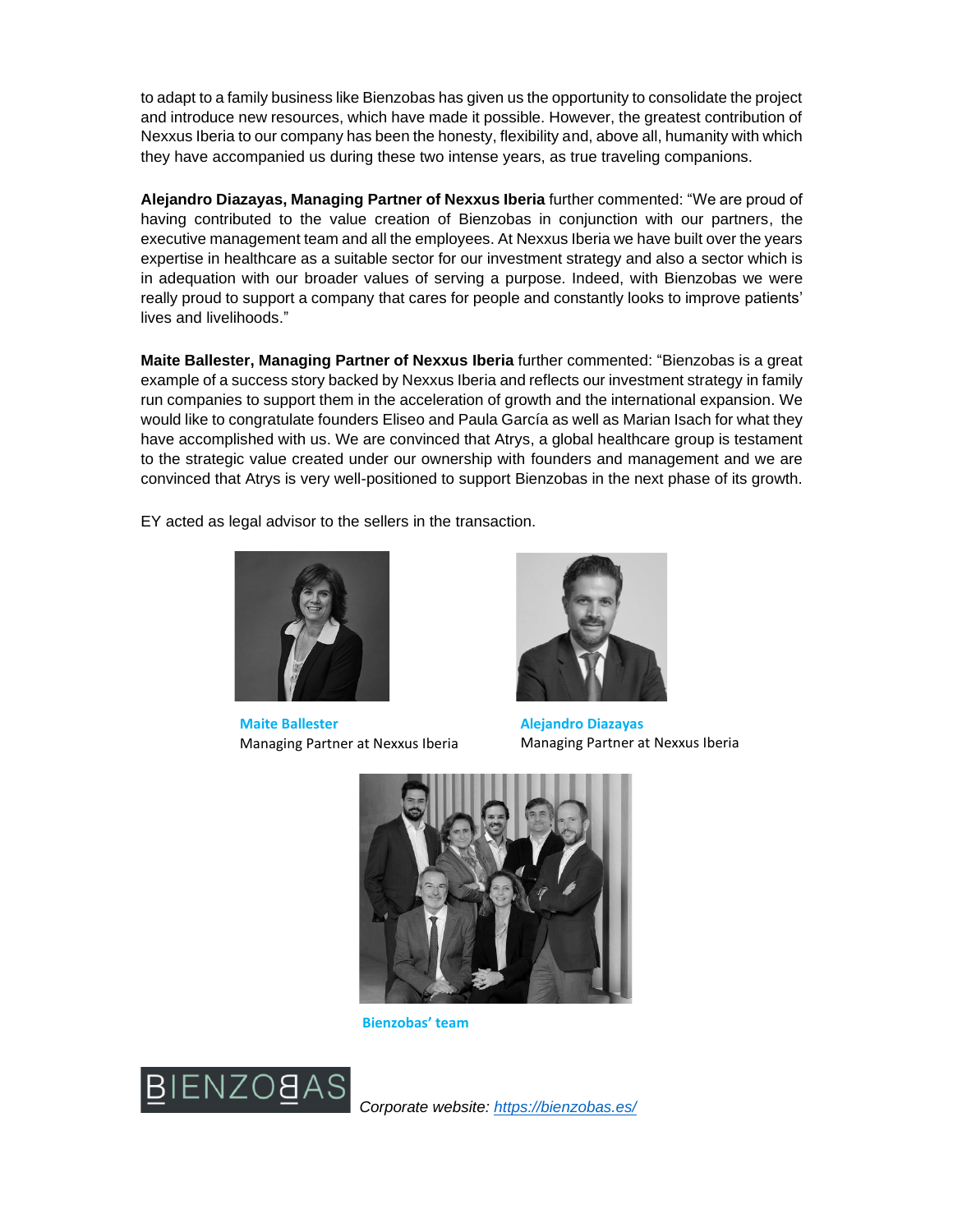to adapt to a family business like Bienzobas has given us the opportunity to consolidate the project and introduce new resources, which have made it possible. However, the greatest contribution of Nexxus Iberia to our company has been the honesty, flexibility and, above all, humanity with which they have accompanied us during these two intense years, as true traveling companions.

**Alejandro Diazayas, Managing Partner of Nexxus Iberia** further commented: "We are proud of having contributed to the value creation of Bienzobas in conjunction with our partners, the executive management team and all the employees. At Nexxus Iberia we have built over the years expertise in healthcare as a suitable sector for our investment strategy and also a sector which is in adequation with our broader values of serving a purpose. Indeed, with Bienzobas we were really proud to support a company that cares for people and constantly looks to improve patients' lives and livelihoods."

**Maite Ballester, Managing Partner of Nexxus Iberia** further commented: "Bienzobas is a great example of a success story backed by Nexxus Iberia and reflects our investment strategy in family run companies to support them in the acceleration of growth and the international expansion. We would like to congratulate founders Eliseo and Paula García as well as Marian Isach for what they have accomplished with us. We are convinced that Atrys, a global healthcare group is testament to the strategic value created under our ownership with founders and management and we are convinced that Atrys is very well-positioned to support Bienzobas in the next phase of its growth.

EY acted as legal advisor to the sellers in the transaction.

**Maite Ballester**
Managing Partner at Nexxus Iberia

**Alejandro Diazayas**
Managing Partner at Nexxus Iberia

**Bienzobas' team**

BIENZOBAS *Corporate website: https://bienzobas.es/*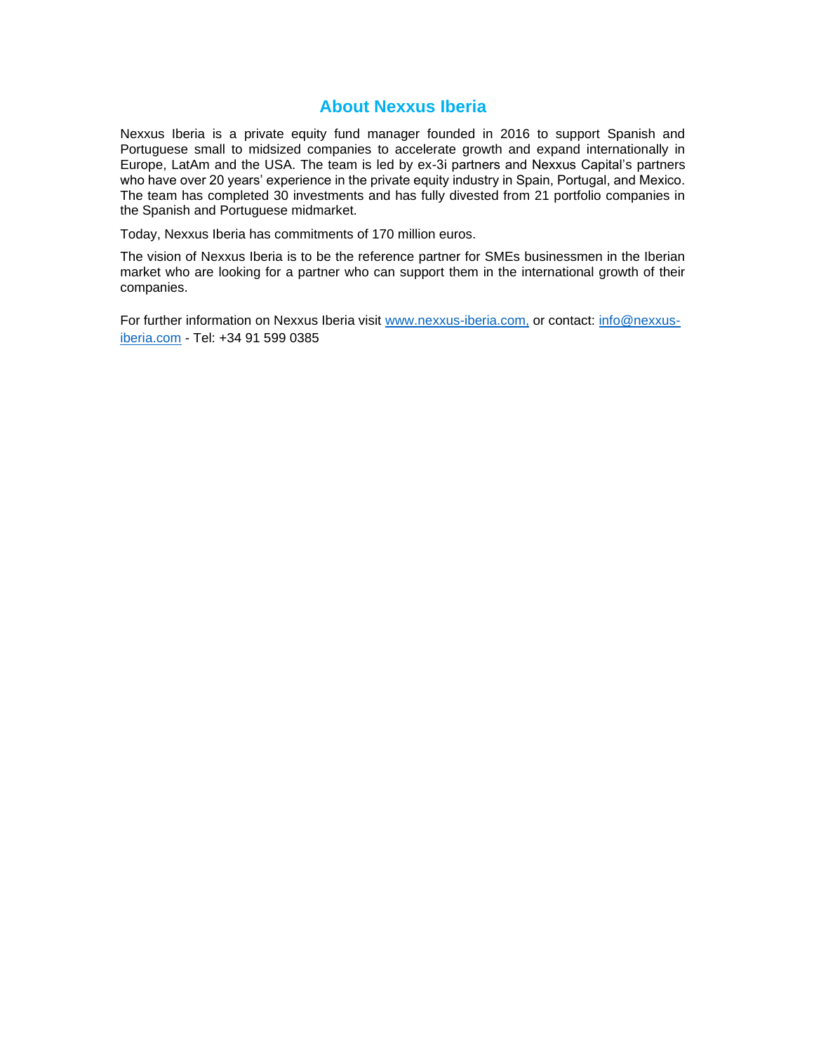## About Nexxus Iberia

Nexxus Iberia is a private equity fund manager founded in 2016 to support Spanish and Portuguese small to midsized companies to accelerate growth and expand internationally in Europe, LatAm and the USA. The team is led by ex-3i partners and Nexxus Capital's partners who have over 20 years' experience in the private equity industry in Spain, Portugal, and Mexico. The team has completed 30 investments and has fully divested from 21 portfolio companies in the Spanish and Portuguese midmarket.

Today, Nexxus Iberia has commitments of 170 million euros.

The vision of Nexxus Iberia is to be the reference partner for SMEs businessmen in the Iberian market who are looking for a partner who can support them in the international growth of their companies.

For further information on Nexxus Iberia visit [www.nexxus-iberia.com,](http://www.nexxus-iberia.com) or contact: [info@nexxus-iberia.com](mailto:info@nexxus-iberia.com) - Tel: +34 91 599 0385